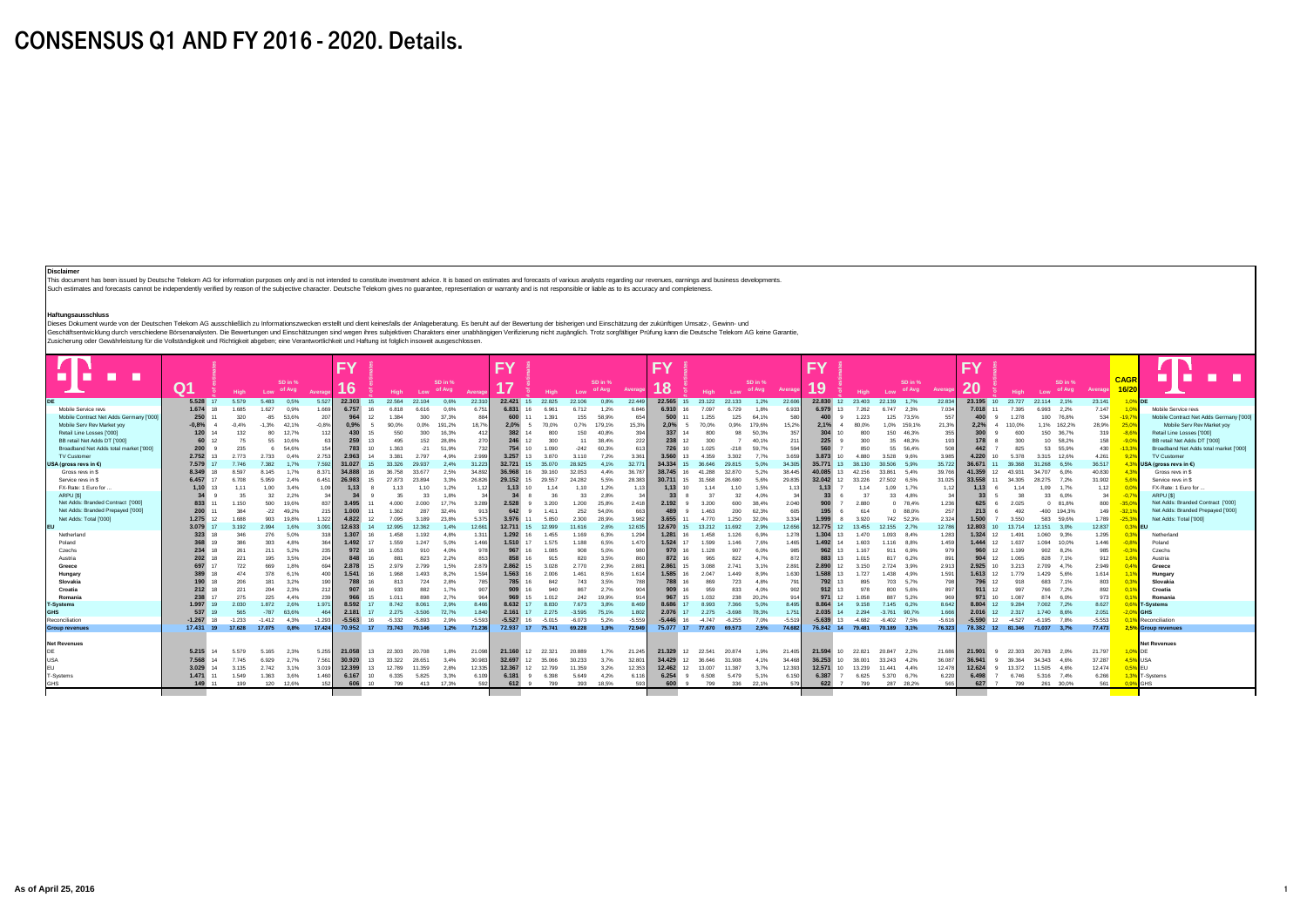# CONSENSUS Q1 AND FY 2016 - 2020. Details.

**Disclaimer**

This document has been issued by Deutsche Telekom AG for information purposes only and is not intended to constitute investment advice. It is based on estimates and forecasts of various analysts regarding our revenues, earnings and business developments. Such estimates and forecasts cannot be independently verified by reason of the subjective character. Deutsche Telekom gives no guarantee, representation or warranty and is not responsible or liable as to its accuracy and completeness.

**Haftungsausschluss**

Dieses Dokument wurde von der Deutschen Telekom AG ausschließlich zu Informationszwecken erstellt und dient keinesfalls der Anlageberatung. Es beruht auf der Bewertung der bisherigen und Einschätzung der zukünftigen Umsatz-, Gewinn- und Geschäftsentwicklung durch verschiedene Börsenanalysten. Die Bewertungen und Einschätzungen sind wegen ihres subjektiven Charakters einer unabhängigen Verifizierung nicht zugänglich. Trotz sorgfältiger Prüfung kann die Deutsche Telekom AG keine Garantie, Zusicherung oder Gewährleistung für die Vollständigkeit und Richtigkeit abgeben; eine Verantwortlichkeit und Haftung ist folglich insoweit ausgeschlossen.

| | Q1 | # of estimates | High | Low | SD in % of Avg | Average | FY 16 | # of estimates | High | Low | SD in % of Avg | Average | FY 17 | # of estimates | High | Low | SD in % of Avg | Average | FY 18 | # of estimates | High | Low | SD in % of Avg | Average | FY 19 | # of estimates | High | Low | SD in % of Avg | Average | FY 20 | # of estimates | High | Low | SD in % of Avg | Average | CAGR 16/20 | |
|---|---|---|---|---|---|---|---|---|---|---|---|---|---|---|---|---|---|---|---|---|---|---|---|---|---|---|---|---|---|---|---|---|---|---|---|---|---|---|
| **DE** | 5.528 | 17 | 5.579 | 5.483 | 0,5% | 5.527 | 22.303 | 15 | 22.564 | 22.104 | 0,6% | 22.310 | 22.421 | 15 | 22.825 | 22.106 | 0,8% | 22.449 | 22.565 | 15 | 23.122 | 22.133 | 1,2% | 22.606 | 22.830 | 12 | 23.403 | 22.139 | 1,7% | 22.834 | 23.195 | 10 | 23.727 | 22.114 | 2,1% | 23.141 | 1,0% | **DE** |
| Mobile Service revs | 1.674 | 18 | 1.685 | 1.627 | 0,9% | 1.669 | 6.757 | 16 | 6.818 | 6.616 | 0,6% | 6.751 | 6.831 | 16 | 6.961 | 6.712 | 1,2% | 6.846 | 6.910 | 16 | 7.097 | 6.729 | 1,8% | 6.933 | 6.979 | 13 | 7.262 | 6.747 | 2,3% | 7.034 | 7.018 | 11 | 7.395 | 6.993 | 2,2% | 7.147 | 1,0% | Mobile Service revs |
| Mobile Contract Net Adds Germany ['000] | 250 | 11 | 320 | -85 | 53,6% | 207 | 964 | 12 | 1.384 | 300 | 37,3% | 884 | 600 | 11 | 1.391 | 155 | 58,9% | 654 | 500 | 11 | 1.255 | 125 | 64,1% | 580 | 400 | 9 | 1.223 | 125 | 73,5% | 557 | 400 | 9 | 1.278 | 100 | 76,8% | 534 | -19,7% | Mobile Contract Net Adds Germany ['000] |
| Mobile Serv Rev Market yoy | -0,8% | 4 | -0,4% | -1,3% | 42,1% | -0,8% | 0,9% | 5 | 90,0% | 0,0% | 191,2% | 18,7% | 2,0% | 5 | 70,0% | 0,7% | 179,1% | 15,3% | 2,0% | 5 | 70,0% | 0,9% | 179,6% | 15,2% | 2,1% | 4 | 80,0% | 1,0% | 159,1% | 21,3% | 2,2% | 4 | 110,0% | 1,1% | 162,2% | 28,9% | 25,0% | Mobile Serv Rev Market yoy |
| Retail Line Losses ['000] | 120 | 14 | 132 | 80 | 12,7% | 112 | 430 | 15 | 550 | 300 | 16,3% | 412 | 382 | 14 | 800 | 150 | 40,8% | 394 | 337 | 14 | 800 | 98 | 50,3% | 357 | 304 | 10 | 800 | 150 | 46,3% | 355 | 300 | 9 | 600 | 150 | 36,7% | 319 | -8,6% | Retail Line Losses ['000] |
| BB retail Net Adds DT ['000] | 60 | 12 | 75 | 55 | 10,6% | 63 | 259 | 13 | 495 | 152 | 28,8% | 270 | 246 | 12 | 300 | 11 | 38,4% | 222 | 238 | 12 | 300 | 7 | 40,1% | 211 | 225 | 9 | 300 | 35 | 48,3% | 193 | 178 | 8 | 300 | 10 | 58,2% | 158 | -9,0% | BB retail Net Adds DT ['000] |
| Broadband Net Adds total market ['000] | 200 | 9 | 235 | 6 | 54,6% | 154 | 783 | 10 | 1.363 | -21 | 51,9% | 732 | 754 | 10 | 1.090 | -242 | 60,3% | 613 | 726 | 10 | 1.025 | -218 | 59,7% | 594 | 560 | 7 | 850 | 55 | 56,4% | 508 | 442 | 7 | 825 | 53 | 55,9% | 430 | -13,3% | Broadband Net Adds total market ['000] |
| TV Customer | 2.752 | 13 | 2.773 | 2.733 | 0,4% | 2.753 | 2.963 | 14 | 3.381 | 2.797 | 4,9% | 2.999 | 3.257 | 13 | 3.870 | 3.110 | 7,2% | 3.361 | 3.560 | 13 | 4.359 | 3.302 | 7,7% | 3.659 | 3.873 | 10 | 4.880 | 3.528 | 9,6% | 3.985 | 4.220 | 10 | 5.378 | 3.315 | 12,6% | 4.261 | 9,2% | TV Customer |
| **USA (gross revs in €)** | 7.579 | 17 | 7.746 | 7.382 | 1,7% | 7.592 | 31.027 | 15 | 33.326 | 29.937 | 2,4% | 31.223 | 32.721 | 15 | 35.070 | 28.925 | 4,1% | 32.771 | 34.334 | 15 | 36.646 | 29.815 | 5,0% | 34.305 | 35.771 | 13 | 38.130 | 30.506 | 5,9% | 35.722 | 36.671 | 11 | 39.368 | 31.268 | 6,5% | 36.517 | 4,3% | **USA (gross revs in €)** |
| Gross revs in $ | 8.349 | 18 | 8.597 | 8.145 | 1,7% | 8.371 | 34.888 | 16 | 36.758 | 33.677 | 2,5% | 34.892 | 36.968 | 16 | 39.160 | 32.053 | 4,4% | 36.787 | 38.745 | 16 | 41.288 | 32.870 | 5,2% | 38.445 | 40.085 | 13 | 42.156 | 33.861 | 5,4% | 39.766 | 41.359 | 12 | 43.931 | 34.707 | 6,0% | 40.830 | 4,3% | Gross revs in $ |
| Service revs in $ | 6.457 | 17 | 6.708 | 5.959 | 2,4% | 6.451 | 26.983 | 15 | 27.873 | 23.894 | 3,3% | 26.826 | 29.152 | 15 | 29.557 | 24.282 | 5,5% | 28.383 | 30.711 | 15 | 31.568 | 26.680 | 5,6% | 29.835 | 32.042 | 12 | 33.226 | 27.502 | 6,5% | 31.025 | 33.558 | 11 | 34.305 | 28.275 | 7,2% | 31.902 | 5,6% | Service revs in $ |
| FX-Rate: 1 Euro for ... | 1,10 | 13 | 1,11 | 1,00 | 3,4% | 1,09 | 1,13 | 8 | 1,13 | 1,10 | 1,2% | 1,12 | 1,13 | 10 | 1,14 | 1,10 | 1,2% | 1,13 | 1,13 | 10 | 1,14 | 1,10 | 1,5% | 1,13 | 1,13 | 7 | 1,14 | 1,09 | 1,7% | 1,12 | 1,13 | 6 | 1,14 | 1,09 | 1,7% | 1,12 | 0,0% | FX-Rate: 1 Euro for ... |
| ARPU [$] | 34 | 9 | 35 | 32 | 2,2% | 34 | 34 | 9 | 35 | 33 | 1,8% | 34 | 34 | 8 | 36 | 33 | 2,8% | 34 | 33 | 8 | 37 | 32 | 4,0% | 34 | 33 | 6 | 37 | 33 | 4,8% | 34 | 33 | 5 | 38 | 33 | 6,0% | 34 | -0,7% | ARPU [$] |
| Net Adds: Branded Contract ['000] | 833 | 11 | 1.150 | 500 | 19,6% | 837 | 3.495 | 11 | 4.000 | 2.000 | 17,7% | 3.289 | 2.528 | 9 | 3.200 | 1.200 | 25,8% | 2.418 | 2.192 | 9 | 3.200 | 600 | 38,4% | 2.040 | 900 | 7 | 2.880 | 0 | 78,4% | 1.236 | 625 | 6 | 2.025 | 0 | 81,8% | 800 | -35,0% | Net Adds: Branded Contract ['000] |
| Net Adds: Branded Prepayed ['000] | 200 | 11 | 384 | -22 | 49,2% | 215 | 1.000 | 11 | 1.362 | 287 | 32,4% | 913 | 642 | 9 | 1.411 | 252 | 54,0% | 663 | 489 | 9 | 1.463 | 200 | 62,3% | 605 | 195 | 6 | 614 | 0 | 88,0% | 257 | 213 | 6 | 492 | -400 | 194,3% | 149 | -32,1% | Net Adds: Branded Prepayed ['000] |
| Net Adds: Total ['000] | 1.275 | 12 | 1.688 | 903 | 19,8% | 1.322 | 4.822 | 12 | 7.095 | 3.189 | 23,8% | 5.375 | 3.976 | 11 | 5.850 | 2.300 | 28,9% | 3.982 | 3.655 | 11 | 4.770 | 1.250 | 32,0% | 3.334 | 1.999 | 8 | 3.920 | 742 | 52,3% | 2.324 | 1.500 | 7 | 3.550 | 583 | 59,6% | 1.789 | -25,3% | Net Adds: Total ['000] |
| **EU** | 3.079 | 17 | 3.192 | 2.994 | 1,6% | 3.091 | 12.633 | 14 | 12.995 | 12.362 | 1,4% | 12.661 | 12.711 | 15 | 12.999 | 11.616 | 2,6% | 12.635 | 12.670 | 15 | 13.212 | 11.692 | 2,9% | 12.656 | 12.775 | 12 | 13.455 | 12.155 | 2,7% | 12.786 | 12.803 | 10 | 13.714 | 12.151 | 3,0% | 12.837 | 0,3% | **EU** |
| Netherland | 323 | 18 | 346 | 276 | 5,0% | 318 | 1.307 | 16 | 1.458 | 1.192 | 4,8% | 1.311 | 1.292 | 16 | 1.455 | 1.169 | 6,3% | 1.294 | 1.281 | 16 | 1.458 | 1.126 | 6,9% | 1.278 | 1.304 | 13 | 1.470 | 1.093 | 8,4% | 1.283 | 1.324 | 12 | 1.491 | 1.060 | 9,3% | 1.295 | 0,3% | Netherland |
| Poland | 368 | 19 | 386 | 303 | 4,8% | 364 | 1.492 | 17 | 1.559 | 1.247 | 5,0% | 1.466 | 1.510 | 17 | 1.575 | 1.188 | 6,5% | 1.470 | 1.524 | 17 | 1.599 | 1.146 | 7,6% | 1.465 | 1.492 | 14 | 1.603 | 1.116 | 8,8% | 1.459 | 1.444 | 12 | 1.637 | 1.094 | 10,0% | 1.446 | -0,8% | Poland |
| Czechs | 234 | 18 | 261 | 211 | 5,2% | 235 | 972 | 16 | 1.053 | 910 | 4,0% | 978 | 967 | 16 | 1.085 | 908 | 5,0% | 980 | 970 | 16 | 1.128 | 907 | 6,0% | 985 | 962 | 13 | 1.167 | 911 | 6,9% | 979 | 960 | 12 | 1.199 | 902 | 8,2% | 985 | -0,3% | Czechs |
| Austria | 202 | 18 | 221 | 195 | 3,5% | 204 | 848 | 16 | 881 | 823 | 2,2% | 853 | 858 | 16 | 915 | 820 | 3,5% | 860 | 872 | 16 | 965 | 822 | 4,7% | 872 | 883 | 13 | 1.015 | 817 | 6,2% | 891 | 904 | 12 | 1.065 | 828 | 7,1% | 912 | 1,6% | Austria |
| **Greece** | 697 | 17 | 722 | 669 | 1,8% | 694 | 2.878 | 15 | 2.979 | 2.799 | 1,5% | 2.879 | 2.862 | 15 | 3.028 | 2.770 | 2,3% | 2.881 | 2.861 | 15 | 3.088 | 2.741 | 3,1% | 2.891 | 2.890 | 12 | 3.150 | 2.724 | 3,9% | 2.913 | 2.925 | 10 | 3.213 | 2.709 | 4,7% | 2.949 | 0,4% | **Greece** |
| **Hungary** | 389 | 18 | 474 | 378 | 6,1% | 400 | 1.541 | 16 | 1.968 | 1.493 | 8,2% | 1.594 | 1.563 | 16 | 2.006 | 1.461 | 8,5% | 1.614 | 1.585 | 16 | 2.047 | 1.449 | 8,9% | 1.630 | 1.588 | 13 | 1.727 | 1.438 | 4,9% | 1.591 | 1.613 | 12 | 1.779 | 1.429 | 5,6% | 1.614 | 1,1% | **Hungary** |
| **Slovakia** | 190 | 18 | 206 | 181 | 3,2% | 190 | 788 | 16 | 813 | 724 | 2,8% | 785 | 785 | 16 | 842 | 743 | 3,5% | 788 | 788 | 16 | 869 | 723 | 4,8% | 791 | 792 | 13 | 895 | 703 | 5,7% | 798 | 796 | 12 | 918 | 683 | 7,1% | 803 | 0,3% | **Slovakia** |
| **Croatia** | 212 | 18 | 221 | 204 | 2,3% | 212 | 907 | 16 | 933 | 882 | 1,7% | 907 | 909 | 16 | 940 | 867 | 2,7% | 904 | 909 | 16 | 959 | 833 | 4,0% | 902 | 912 | 13 | 978 | 800 | 5,6% | 897 | 911 | 12 | 997 | 766 | 7,2% | 892 | 0,1% | **Croatia** |
| **Romania** | 238 | 17 | 275 | 225 | 4,4% | 239 | 966 | 15 | 1.011 | 898 | 2,7% | 964 | 969 | 15 | 1.012 | 242 | 19,9% | 914 | 967 | 15 | 1.032 | 238 | 20,2% | 914 | 971 | 12 | 1.058 | 887 | 5,2% | 969 | 971 | 10 | 1.087 | 874 | 6,0% | 973 | 0,1% | **Romania** |
| **T-Systems** | 1.997 | 19 | 2.030 | 1.872 | 2,6% | 1.971 | 8.592 | 17 | 8.742 | 8.061 | 2,9% | 8.466 | 8.632 | 17 | 8.830 | 7.673 | 3,8% | 8.469 | 8.686 | 17 | 8.993 | 7.366 | 5,0% | 8.495 | 8.864 | 14 | 9.158 | 7.145 | 6,2% | 8.642 | 8.804 | 12 | 9.284 | 7.002 | 7,2% | 8.627 | 0,6% | **T-Systems** |
| **GHS** | 537 | 19 | 565 | -787 | 63,6% | 464 | 2.181 | 17 | 2.275 | -3.506 | 72,7% | 1.840 | 2.161 | 17 | 2.275 | -3.595 | 75,1% | 1.802 | 2.076 | 17 | 2.275 | -3.698 | 78,3% | 1.751 | 2.035 | 14 | 2.294 | -3.761 | 90,7% | 1.666 | 2.016 | 12 | 2.317 | 1.740 | 8,6% | 2.051 | -2,0% | **GHS** |
| Reconciliation | -1.267 | 18 | -1.233 | -1.412 | 4,3% | -1.293 | -5.563 | 16 | -5.332 | -5.893 | 2,9% | -5.593 | -5.527 | 16 | -5.015 | -6.073 | 5,2% | -5.559 | -5.446 | 16 | -4.747 | -6.255 | 7,0% | -5.519 | -5.639 | 13 | -4.882 | -6.402 | 7,5% | -5.616 | -5.590 | 12 | -4.527 | -6.195 | 7,8% | -5.553 | 0,1% | Reconciliation |
| **Group revenues** | 17.431 | 19 | 17.628 | 17.075 | 0,8% | 17.424 | 70.952 | 17 | 73.743 | 70.146 | 1,2% | 71.236 | 72.937 | 17 | 75.741 | 69.228 | 1,9% | 72.949 | 75.077 | 17 | 77.670 | 69.573 | 2,5% | 74.682 | 76.842 | 14 | 79.481 | 70.189 | 3,1% | 76.323 | 78.382 | 12 | 81.346 | 71.037 | 3,7% | 77.473 | 2,5% | **Group revenues** |
| | | | | | | | | | | | | | | | | | | | | | | | | | | | | | | | | | | | | | | |
| **Net Revenues** | | | | | | | | | | | | | | | | | | | | | | | | | | | | | | | | | | | | | | **Net Revenues** |
| DE | 5.215 | 14 | 5.579 | 5.165 | 2,3% | 5.255 | 21.058 | 13 | 22.303 | 20.708 | 1,8% | 21.098 | 21.160 | 12 | 22.321 | 20.889 | 1,7% | 21.245 | 21.329 | 12 | 22.541 | 20.874 | 1,9% | 21.405 | 21.594 | 10 | 22.821 | 20.847 | 2,2% | 21.686 | 21.901 | 9 | 22.303 | 20.783 | 2,0% | 21.797 | 1,0% | DE |
| USA | 7.568 | 14 | 7.745 | 6.929 | 2,7% | 7.561 | 30.920 | 13 | 33.322 | 28.651 | 3,4% | 30.983 | 32.697 | 12 | 35.066 | 30.233 | 3,7% | 32.801 | 34.429 | 12 | 36.646 | 31.908 | 4,1% | 34.468 | 36.253 | 10 | 38.001 | 33.243 | 4,2% | 36.087 | 36.941 | 9 | 39.364 | 34.343 | 4,6% | 37.287 | 4,5% | USA |
| EU | 3.029 | 14 | 3.135 | 2.742 | 3,1% | 3.019 | 12.399 | 13 | 12.789 | 11.359 | 2,8% | 12.335 | 12.367 | 12 | 12.799 | 11.359 | 3,2% | 12.353 | 12.462 | 12 | 13.007 | 11.387 | 3,7% | 12.393 | 12.571 | 10 | 13.239 | 11.441 | 4,4% | 12.478 | 12.624 | 9 | 13.372 | 11.505 | 4,6% | 12.474 | 0,5% | EU |
| T-Systems | 1.471 | 11 | 1.549 | 1.363 | 3,6% | 1.460 | 6.167 | 10 | 6.335 | 5.825 | 3,3% | 6.109 | 6.181 | 9 | 6.398 | 5.649 | 4,2% | 6.116 | 6.254 | 9 | 6.508 | 5.479 | 5,1% | 6.150 | 6.387 | 7 | 6.625 | 5.370 | 6,7% | 6.220 | 6.498 | 7 | 6.746 | 5.316 | 7,4% | 6.266 | 1,3% | T-Systems |
| GHS | 149 | 11 | 199 | 120 | 12,6% | 152 | 606 | 10 | 799 | 413 | 17,3% | 592 | 612 | 9 | 799 | 393 | 18,5% | 593 | 600 | 9 | 799 | 336 | 22,1% | 579 | 622 | 7 | 799 | 287 | 28,2% | 565 | 627 | 7 | 799 | 261 | 30,0% | 561 | 0,9% | GHS |

As of April 25, 2016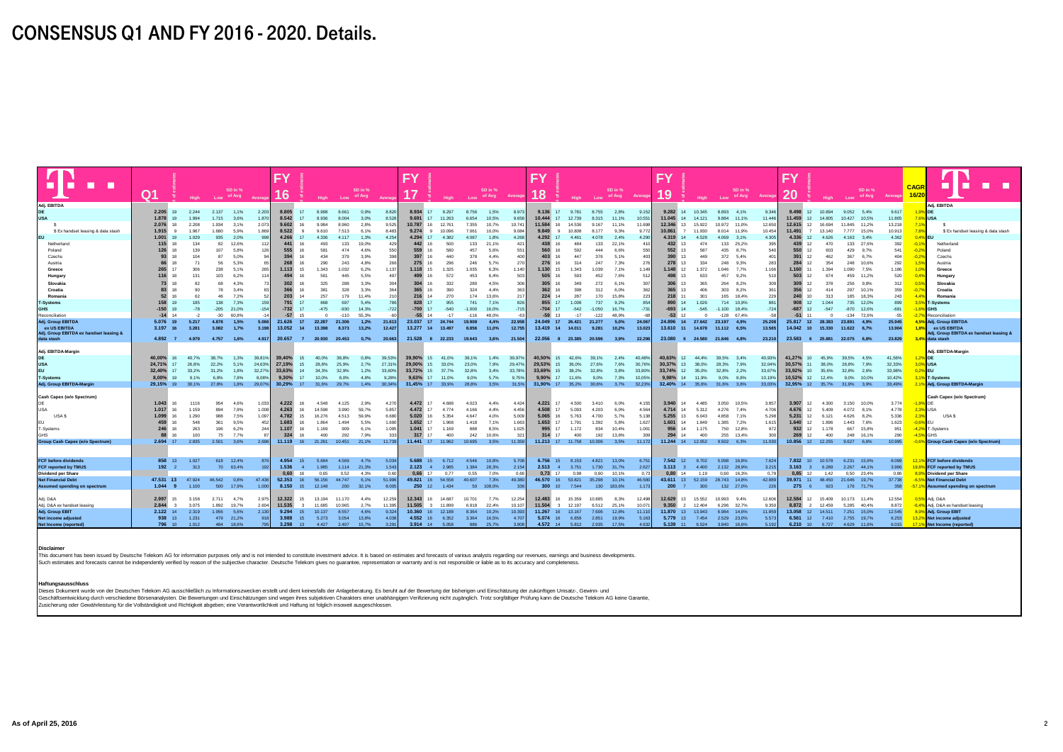# CONSENSUS Q1 AND FY 2016 - 2020. Details.

| | Q1 | # of estimates | High | Low | SD in % of Avg | Average | FY 16 | # of estimates | High | Low | SD in % of Avg | Average | FY 17 | # of estimates | High | Low | SD in % of Avg | Average | FY 18 | # of estimates | High | Low | SD in % of Avg | Average | FY 19 | # of estimates | High | Low | SD in % of Avg | Average | FY 20 | # of estimates | High | Low | SD in % of Avg | Average | CAGR 16/20 |
|---|---|---|---|---|---|---|---|---|---|---|---|---|---|---|---|---|---|---|---|---|---|---|---|---|---|---|---|---|---|---|---|---|---|---|---|---|---|
| **Adj. EBITDA** | | | | | | | | | | | | | | | | | | | | | | | | | | | | | | | | | | | | | |
| **DE** | 2.205 | 19 | 2.244 | 2.137 | 1,1% | 2.203 | 8.805 | 17 | 8.998 | 8.661 | 0,9% | 8.820 | 8.934 | 17 | 9.297 | 8.756 | 1,5% | 8.973 | 9.136 | 17 | 9.781 | 8.755 | 2,8% | 9.152 | 9.282 | 14 | 10.345 | 8.893 | 4,1% | 9.346 | 9.498 | 12 | 10.894 | 9.052 | 5,4% | 9.617 | 1,9% |
| **USA** | 1.878 | 19 | 1.994 | 1.715 | 3,6% | 1.870 | 8.542 | 17 | 8.936 | 8.004 | 3,0% | 8.528 | 9.691 | 17 | 11.263 | 8.654 | 10,5% | 9.658 | 10.444 | 17 | 12.739 | 8.315 | 11,1% | 10.551 | 11.045 | 14 | 14.121 | 9.884 | 11,1% | 11.446 | 11.459 | 12 | 14.805 | 10.427 | 10,5% | 11.805 | 7,6% |
| $ | 2.076 | 18 | 2.208 | 1.934 | 3,1% | 2.073 | 9.602 | 16 | 9.984 | 8.960 | 2,8% | 9.525 | 10.787 | 16 | 12.761 | 7.355 | 10,7% | 10.741 | 11.584 | 16 | 14.536 | 9.167 | 11,1% | 11.698 | 12.346 | 13 | 15.922 | 10.972 | 11,0% | 12.650 | 12.615 | 12 | 16.694 | 11.845 | 11,2% | 13.218 | 7,1% |
| $ Ex handset leasing & data stash | 1.915 | 9 | 1.967 | 1.680 | 5,9% | 1.869 | 8.522 | 9 | 9.610 | 7.513 | 6,1% | 8.483 | 9.274 | 9 | 10.096 | 7.061 | 10,0% | 9.084 | 9.849 | 9 | 10.808 | 8.177 | 9,3% | 9.772 | 10.861 | 7 | 11.930 | 8.014 | 11,9% | 10.454 | 11.491 | 7 | 13.140 | 7.777 | 15,0% | 10.913 | 7,8% |
| **EU** | 1.001 | 19 | 1.029 | 935 | 2,0% | 998 | 4.266 | 17 | 4.336 | 4.117 | 1,3% | 4.254 | 4.294 | 17 | 4.382 | 4.087 | 1,8% | 4.268 | 4.292 | 17 | 4.461 | 4.078 | 2,4% | 4.290 | 4.319 | 14 | 4.528 | 4.069 | 3,1% | 4.305 | 4.336 | 12 | 4.626 | 4.163 | 3,4% | 4.362 | 0,4% |
| Netherland | 115 | 18 | 134 | 82 | 12,6% | 112 | 441 | 16 | 493 | 133 | 19,0% | 429 | 442 | 16 | 500 | 133 | 21,1% | 421 | 438 | 16 | 484 | 133 | 22,1% | 410 | 432 | 13 | 474 | 133 | 25,2% | 395 | 439 | 12 | 470 | 133 | 27,6% | 392 | -0,1% |
| Poland | 126 | 18 | 139 | 107 | 5,8% | 126 | 555 | 16 | 581 | 474 | 4,6% | 550 | 559 | 16 | 580 | 457 | 5,6% | 551 | 560 | 16 | 592 | 444 | 6,6% | 550 | 552 | 13 | 587 | 435 | 8,7% | 540 | 550 | 12 | 603 | 429 | 9,7% | 541 | -0,2% |
| Czechs | 93 | 18 | 104 | 87 | 5,0% | 94 | 394 | 16 | 434 | 379 | 3,9% | 398 | 397 | 16 | 440 | 378 | 4,4% | 400 | 403 | 16 | 447 | 376 | 5,1% | 403 | 390 | 13 | 449 | 372 | 5,4% | 401 | 391 | 12 | 462 | 367 | 6,7% | 404 | -0,2% |
| Austria | 66 | 18 | 71 | 56 | 5,3% | 65 | 268 | 16 | 290 | 243 | 4,8% | 266 | 275 | 16 | 296 | 246 | 5,7% | 270 | 276 | 16 | 314 | 247 | 7,3% | 276 | 278 | 13 | 334 | 248 | 9,3% | 283 | 284 | 12 | 354 | 248 | 10,6% | 292 | 1,5% |
| **Greece** | 265 | 17 | 306 | 238 | 5,1% | 265 | 1.113 | 15 | 1.343 | 1.032 | 6,2% | 1.137 | 1.118 | 15 | 1.325 | 1.035 | 6,3% | 1.140 | 1.130 | 15 | 1.343 | 1.039 | 7,1% | 1.149 | 1.148 | 12 | 1.372 | 1.046 | 7,7% | 1.166 | 1.160 | 11 | 1.394 | 1.090 | 7,5% | 1.186 | 1,0% |
| **Hungary** | 116 | 18 | 131 | 103 | 6,2% | 114 | 494 | 16 | 561 | 445 | 5,5% | 497 | 499 | 16 | 572 | 453 | 6,4% | 503 | 505 | 16 | 593 | 452 | 7,6% | 512 | 498 | 13 | 633 | 457 | 9,2% | 510 | 503 | 12 | 674 | 459 | 11,2% | 520 | 0,4% |
| **Slovakia** | 73 | 18 | 82 | 68 | 4,3% | 73 | 302 | 16 | 325 | 288 | 3,3% | 304 | 304 | 16 | 332 | 280 | 4,5% | 306 | 305 | 16 | 349 | 272 | 6,1% | 307 | 306 | 13 | 365 | 264 | 8,2% | 309 | 309 | 12 | 378 | 256 | 9,8% | 312 | 0,5% |
| **Croatia** | 83 | 18 | 90 | 78 | 3,4% | 83 | 366 | 16 | 381 | 328 | 3,3% | 364 | 365 | 16 | 390 | 324 | 4,4% | 363 | 362 | 16 | 398 | 312 | 6,0% | 362 | 365 | 13 | 406 | 303 | 8,2% | 361 | 356 | 12 | 414 | 297 | 10,1% | 359 | -0,7% |
| **Romania** | 52 | 16 | 62 | 46 | 7,2% | 52 | 203 | 14 | 257 | 179 | 11,4% | 210 | 216 | 14 | 270 | 174 | 13,6% | 217 | 224 | 14 | 287 | 170 | 15,8% | 223 | 218 | 11 | 301 | 165 | 18,4% | 229 | 240 | 10 | 313 | 185 | 18,3% | 243 | 4,4% |
| **T-Systems** | 158 | 19 | 185 | 138 | 7,3% | 159 | 791 | 17 | 868 | 697 | 5,4% | 786 | 828 | 17 | 955 | 741 | 7,1% | 826 | 855 | 17 | 1.008 | 737 | 9,2% | 854 | 890 | 14 | 1.026 | 714 | 10,9% | 881 | 908 | 12 | 1.044 | 735 | 12,0% | 899 | 3,5% |
| **GHS** | -150 | 19 | -78 | -205 | 21,0% | -154 | -732 | 17 | -475 | -930 | 14,3% | -722 | -700 | 17 | -540 | -1.000 | 16,0% | -715 | -704 | 17 | -542 | -1.050 | 16,7% | -731 | -693 | 14 | -545 | -1.100 | 18,4% | -724 | -687 | 12 | -547 | -870 | 12,6% | -691 | -1,6% |
| Reconciliation | -14 | 14 | -2 | -30 | 60,8% | -14 | -57 | 15 | 0 | -110 | 55,3% | -60 | -55 | 14 | -17 | -116 | 48,0% | -63 | -59 | 13 | -17 | -122 | 48,9% | -68 | -53 | 12 | 0 | -128 | 67,4% | -58 | -51 | 11 | 0 | -134 | 72,6% | -55 | -2,7% |
| **Adj. Group EBITDA** | 5.076 | 19 | 5.217 | 4.878 | 1,5% | 5.066 | 21.626 | 17 | 22.287 | 21.306 | 1,2% | 21.613 | 23.037 | 17 | 24.744 | 19.908 | 4,4% | 22.958 | 24.049 | 17 | 26.421 | 21.277 | 5,0% | 24.067 | 24.896 | 14 | 27.642 | 23.197 | 4,9% | 25.208 | 25.817 | 12 | 28.383 | 23.891 | 4,9% | 25.945 | 4,5% |
| **ex US EBITDA** | 3.197 | 16 | 3.281 | 3.082 | 1,7% | 3.198 | 13.052 | 14 | 13.398 | 8.373 | 13,2% | 12.427 | 13.277 | 14 | 13.497 | 8.856 | 11,0% | 12.755 | 13.419 | 14 | 14.011 | 9.281 | 10,2% | 13.023 | 13.610 | 11 | 14.678 | 11.112 | 6,5% | 13.565 | 14.042 | 10 | 15.330 | 11.622 | 6,7% | 13.904 | 1,8% |
| **Adj. Group EBITDA ex handset leasing & data stash** | 4.892 | 7 | 4.979 | 4.757 | 1,6% | 4.917 | 20.657 | 7 | 20.930 | 20.453 | 0,7% | 20.663 | 21.528 | 8 | 22.233 | 19.643 | 3,6% | 21.504 | 22.056 | 8 | 23.385 | 20.596 | 3,9% | 22.296 | 23.080 | 6 | 24.580 | 21.846 | 4,8% | 23.210 | 23.583 | 6 | 25.881 | 22.075 | 6,8% | 23.829 | 3,4% |
| **Adj. EBITDA-Margin** | | | | | | | | | | | | | | | | | | | | | | | | | | | | | | | | | | | | | |
| **DE** | 40,00% | 16 | 40,7% | 38,7% | 1,3% | 39,81% | 39,40% | 15 | 40,0% | 38,8% | 0,8% | 39,53% | 39,90% | 15 | 41,0% | 39,1% | 1,4% | 39,97% | 40,50% | 15 | 42,6% | 39,1% | 2,4% | 40,48% | 40,63% | 12 | 44,4% | 39,5% | 3,4% | 40,93% | 41,27% | 10 | 45,9% | 39,5% | 4,5% | 41,56% | 1,2% |
| **USA** | 24,71% | 17 | 26,8% | 22,2% | 5,1% | 24,63% | 27,19% | 15 | 28,8% | 25,9% | 2,7% | 27,31% | 29,00% | 15 | 33,0% | 23,0% | 7,9% | 29,47% | 29,53% | 15 | 36,0% | 27,6% | 7,6% | 30,76% | 30,37% | 13 | 38,0% | 28,3% | 7,9% | 32,04% | 30,57% | 11 | 38,0% | 28,8% | 7,9% | 32,33% | 3,0% |
| **EU** | 32,40% | 17 | 33,2% | 31,2% | 1,8% | 32,27% | 33,63% | 14 | 34,3% | 32,9% | 1,2% | 33,60% | 33,72% | 15 | 37,7% | 32,8% | 3,4% | 33,78% | 33,69% | 15 | 38,2% | 32,8% | 3,8% | 33,90% | 33,74% | 12 | 35,0% | 32,8% | 2,2% | 33,67% | 33,92% | 10 | 35,6% | 32,8% | 2,6% | 33,98% | 0,2% |
| **T-Systems** | 8,00% | 19 | 9,1% | 6,8% | 7,8% | 8,08% | 9,30% | 17 | 10,0% | 8,0% | 4,8% | 9,28% | 9,63% | 17 | 11,0% | 9,0% | 5,7% | 9,75% | 9,90% | 17 | 11,6% | 9,0% | 7,3% | 10,05% | 9,98% | 14 | 11,9% | 9,0% | 8,8% | 10,19% | 10,52% | 12 | 12,4% | 9,0% | 10,0% | 10,42% | 3,1% |
| **Adj. Group EBITDA-Margin** | 29,15% | 19 | 30,1% | 27,8% | 1,8% | 29,07% | 30,29% | 17 | 31,6% | 29,7% | 1,4% | 30,34% | 31,45% | 17 | 33,9% | 28,8% | 3,5% | 31,5% | 31,90% | 17 | 35,2% | 30,6% | 3,7% | 32,23% | 32,40% | 14 | 35,6% | 31,6% | 3,8% | 33,03% | 32,95% | 12 | 35,7% | 31,9% | 3,9% | 33,49% | 2,1% |
| **Cash Capex (w/o Spectrum)** | | | | | | | | | | | | | | | | | | | | | | | | | | | | | | | | | | | | | |
| DE | 1.043 | 16 | 1116 | 954 | 4,6% | 1.033 | 4.222 | 16 | 4.548 | 4.125 | 2,9% | 4.270 | 4.472 | 17 | 4.688 | 4.023 | 4,4% | 4.424 | 4.221 | 17 | 4.500 | 3.410 | 6,0% | 4.155 | 3.940 | 14 | 4.485 | 3.050 | 10,5% | 3.857 | 3.907 | 12 | 4.300 | 3.150 | 10,0% | 3.774 | -1,9% |
| USA | 1.017 | 16 | 1.159 | 894 | 7,8% | 1.008 | 4.263 | 16 | 14.598 | 3.990 | 59,7% | 5.857 | 4.472 | 17 | 4.774 | 4.166 | 4,4% | 4.456 | 4.508 | 17 | 5.093 | 4.203 | 6,0% | 4.564 | 4.714 | 14 | 5.312 | 4.276 | 7,4% | 4.706 | 4.676 | 12 | 5.409 | 4.072 | 8,1% | 4.778 | 2,3% |
| USA $ | 1.099 | 16 | 1.290 | 988 | 7,5% | 1.097 | 4.782 | 15 | 16.276 | 4.513 | 59,9% | 6.680 | 5.020 | 16 | 5.354 | 4.647 | 4,0% | 5.009 | 5.065 | 16 | 5.763 | 4.700 | 5,7% | 5.138 | 5.255 | 13 | 6.043 | 4.858 | 7,1% | 5.298 | 5.231 | 12 | 6.121 | 4.626 | 8,2% | 5.336 | 2,3% |
| EU | 459 | 16 | 548 | 361 | 9,5% | 452 | 1.683 | 16 | 1.864 | 1.494 | 5,5% | 1.690 | 1.652 | 17 | 1.968 | 1.418 | 7,1% | 1.663 | 1.653 | 17 | 1.791 | 1.392 | 5,8% | 1.627 | 1.601 | 14 | 1.849 | 1.385 | 7,2% | 1.615 | 1.640 | 12 | 1.896 | 1.443 | 7,6% | 1.623 | -0,6% |
| T-Systems | 246 | 16 | 263 | 196 | 6,2% | 244 | 1.107 | 16 | 1.169 | 909 | 6,1% | 1.095 | 1.041 | 17 | 1.169 | 888 | 8,5% | 1.025 | 995 | 17 | 1.172 | 834 | 10,4% | 1.001 | 956 | 14 | 1.175 | 750 | 12,8% | 972 | 932 | 12 | 1.178 | 667 | 15,8% | 951 | -4,2% |
| GHS | 88 | 16 | 100 | 75 | 7,7% | 87 | 324 | 16 | 400 | 292 | 7,9% | 333 | 317 | 17 | 400 | 242 | 10,6% | 321 | 314 | 17 | 400 | 192 | 13,8% | 309 | 294 | 14 | 400 | 255 | 13,4% | 300 | 269 | 12 | 400 | 248 | 16,1% | 290 | -4,5% |
| **Group Cash Capex (w/o Spectrum)** | 2.694 | 17 | 2.835 | 2.501 | 3,6% | 2.696 | 11.119 | 16 | 21.261 | 10.451 | 21,1% | 11.739 | 11.441 | 17 | 11.962 | 10.695 | 3,5% | 11.359 | 11.213 | 17 | 11.758 | 10.306 | 3,5% | 11.172 | 11.244 | 14 | 12.052 | 9.502 | 6,3% | 11.030 | 10.856 | 12 | 12.255 | 9.627 | 6,6% | 10.995 | -0,6% |
| **FCF before dividends** | 858 | 13 | 1.027 | 618 | 12,4% | 876 | 4.954 | 15 | 5.684 | 4.569 | 4,7% | 5.034 | 5.688 | 15 | 6.712 | 4.546 | 10,8% | 5.708 | 6.756 | 15 | 8.153 | 4.821 | 13,0% | 6.751 | 7.542 | 12 | 9.702 | 5.098 | 16,8% | 7.624 | 7.832 | 10 | 10.578 | 6.231 | 15,9% | 8.099 | 12,1% |
| **FCF reported by TMUS** | 192 | 2 | 313 | 70 | 63,4% | 192 | 1.536 | 4 | 1.985 | 1.114 | 21,3% | 1.543 | 2.123 | 4 | 2.985 | 1.384 | 28,3% | 2.154 | 2.513 | 4 | 3.751 | 1.730 | 31,7% | 2.627 | 3.113 | 3 | 4.400 | 2.132 | 28,9% | 3.215 | 3.163 | 3 | 6.289 | 2.267 | 44,1% | 3.906 | 19,8% |
| **Dividend per Share** | | | | | | | 0,60 | 16 | 0,65 | 0,52 | 4,3% | 0,60 | 0,66 | 17 | 0,77 | 0,55 | 7,0% | 0,66 | 0,73 | 17 | 0,98 | 0,60 | 10,1% | 0,73 | 0,80 | 14 | 1,19 | 0,60 | 16,3% | 0,79 | 0,85 | 12 | 1,42 | 0,50 | 23,4% | 0,86 | 8,9% |
| **Net Financial Debt** | 47.531 | 13 | 47.924 | 46.542 | 0,8% | 47.436 | 52.353 | 16 | 56.156 | 44.747 | 6,1% | 51.996 | 49.821 | 16 | 54.558 | 40.607 | 7,3% | 49.380 | 46.570 | 16 | 53.821 | 35.298 | 10,1% | 46.580 | 43.611 | 13 | 52.159 | 28.743 | 14,8% | 42.889 | 39.971 | 11 | 48.450 | 21.646 | 19,7% | 37.738 | -6,5% |
| **Assumed spending on spectrum** | 1.044 | 9 | 1.100 | 500 | 17,9% | 1.000 | 8.150 | 15 | 12.148 | 200 | 32,1% | 8.005 | 250 | 12 | 1.434 | 50 | 108,0% | 336 | 300 | 10 | 7.544 | 130 | 183,6% | 1.173 | 200 | 7 | 300 | 132 | 27,0% | 226 | 275 | 6 | 923 | 176 | 71,7% | 358 | -57,1% |
| Adj. D&A | 2.997 | 15 | 3.158 | 2.711 | 4,7% | 2.975 | 12.322 | 15 | 13.194 | 11.170 | 4,4% | 12.259 | 12.343 | 16 | 14.687 | 10.701 | 7,7% | 12.254 | 12.483 | 16 | 15.359 | 10.885 | 8,3% | 12.498 | 12.629 | 13 | 15.552 | 10.993 | 9,4% | 12.606 | 12.584 | 12 | 15.409 | 10.173 | 11,4% | 12.554 | 0,5% |
| Adj. D&A ex handset leasing | 2.844 | 3 | 3.075 | 1.892 | 19,7% | 2.604 | 11.535 | 3 | 11.685 | 10.965 | 2,7% | 11.395 | 11.505 | 3 | 11.899 | 6.918 | 22,4% | 10.107 | 11.504 | 3 | 12.197 | 6.512 | 25,1% | 10.071 | 9.350 | 2 | 12.404 | 6.296 | 32,7% | 9.350 | 8.872 | 2 | 12.459 | 5.285 | 40,4% | 8.872 | -6,4% |
| **Adj. Group EBIT** | 2.122 | 14 | 2.319 | 1.956 | 5,6% | 2.130 | 9.294 | 15 | 10.137 | 8.557 | 4,6% | 9.324 | 10.360 | 16 | 12.188 | 8.364 | 10,2% | 10.393 | 11.267 | 16 | 13.167 | 7.606 | 12,8% | 11.110 | 11.870 | 13 | 13.943 | 6.984 | 14,6% | 11.859 | 13.058 | 12 | 14.511 | 7.251 | 15,0% | 12.545 | 8,9% |
| **Net income adjusted** | 938 | 13 | 1.231 | 479 | 21,2% | 918 | 3.988 | 15 | 5.273 | 3.054 | 13,8% | 4.038 | 4.552 | 16 | 6.352 | 3.364 | 16,5% | 4.707 | 5.074 | 16 | 6.858 | 2.851 | 19,9% | 5.163 | 5.779 | 13 | 7.454 | 2.529 | 23,0% | 5.573 | 6.561 | 12 | 7.410 | 2.755 | 19,7% | 6.253 | 13,2% |
| **Net Income (reported)** | 796 | 10 | 1.012 | 484 | 18,6% | 795 | 3.298 | 13 | 4.427 | 2.407 | 15,7% | 3.291 | 3.914 | 14 | 5.058 | 986 | 25,7% | 3.908 | 4.572 | 14 | 5.812 | 2.935 | 17,5% | 4.632 | 5.139 | 11 | 6.524 | 3.840 | 16,8% | 5.192 | 6.210 | 10 | 6.727 | 4.629 | 11,6% | 6.015 | 17,1% |

**Disclaimer**

This document has been issued by Deutsche Telekom AG for information purposes only and is not intended to constitute investment advice. It is based on estimates and forecasts of various analysts regarding our revenues, earnings and business developments. Such estimates and forecasts cannot be independently verified by reason of the subjective character. Deutsche Telekom gives no guarantee, representation or warranty and is not responsible or liable as to its accuracy and completeness.

**Haftungsausschluss**

Dieses Dokument wurde von der Deutschen Telekom AG ausschließlich zu Informationszwecken erstellt und dient keinesfalls der Anlageberatung. Es beruht auf der Bewertung der bisherigen und Einschätzung der zukünftigen Umsatz-, Gewinn- und Geschäftsentwicklung durch verschiedene Börsenanalysten. Die Bewertungen und Einschätzungen sind wegen ihres subjektiven Charakters einer unabhängigen Verifizierung nicht zugänglich. Trotz sorgfältiger Prüfung kann die Deutsche Telekom AG keine Garantie, Zusicherung oder Gewährleistung für die Vollständigkeit und Richtigkeit abgeben; eine Verantwortlichkeit und Haftung ist folglich insoweit ausgeschlossen.

As of April 26, 2016